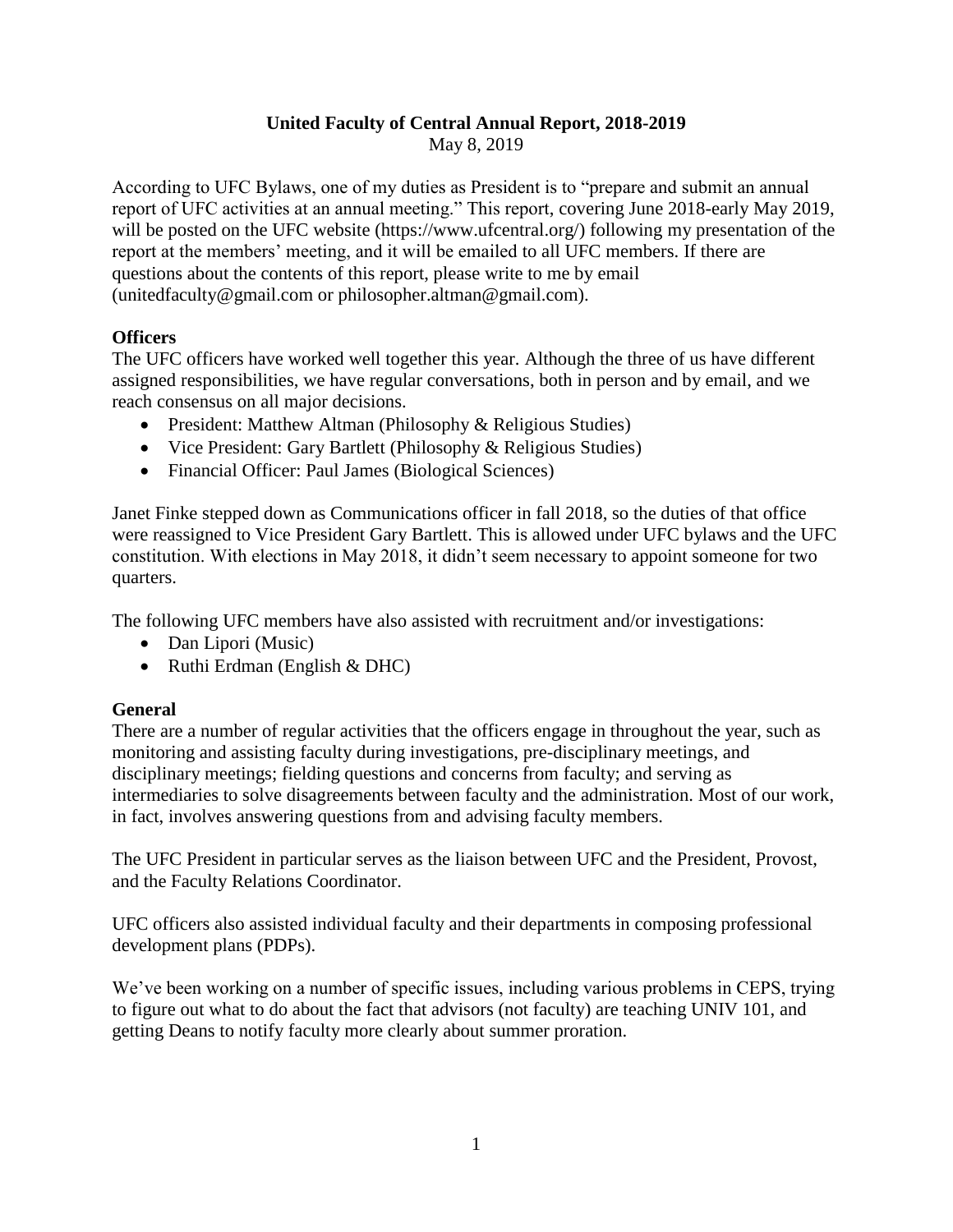**United Faculty of Central Annual Report, 2018-2019**

May 8, 2019

According to UFC Bylaws, one of my duties as President is to "prepare and submit an annual report of UFC activities at an annual meeting." This report, covering June 2018-early May 2019, will be posted on the UFC website (https://www.ufcentral.org/) following my presentation of the report at the members' meeting, and it will be emailed to all UFC members. If there are questions about the contents of this report, please write to me by email (unitedfaculty@gmail.com or philosopher.altman@gmail.com).

## Officers

The UFC officers have worked well together this year. Although the three of us have different assigned responsibilities, we have regular conversations, both in person and by email, and we reach consensus on all major decisions.

- President: Matthew Altman (Philosophy & Religious Studies)
- Vice President: Gary Bartlett (Philosophy & Religious Studies)
- Financial Officer: Paul James (Biological Sciences)

Janet Finke stepped down as Communications officer in fall 2018, so the duties of that office were reassigned to Vice President Gary Bartlett. This is allowed under UFC bylaws and the UFC constitution. With elections in May 2018, it didn't seem necessary to appoint someone for two quarters.

The following UFC members have also assisted with recruitment and/or investigations:

- Dan Lipori (Music)
- Ruthi Erdman (English & DHC)

## General

There are a number of regular activities that the officers engage in throughout the year, such as monitoring and assisting faculty during investigations, pre-disciplinary meetings, and disciplinary meetings; fielding questions and concerns from faculty; and serving as intermediaries to solve disagreements between faculty and the administration. Most of our work, in fact, involves answering questions from and advising faculty members.

The UFC President in particular serves as the liaison between UFC and the President, Provost, and the Faculty Relations Coordinator.

UFC officers also assisted individual faculty and their departments in composing professional development plans (PDPs).

We've been working on a number of specific issues, including various problems in CEPS, trying to figure out what to do about the fact that advisors (not faculty) are teaching UNIV 101, and getting Deans to notify faculty more clearly about summer proration.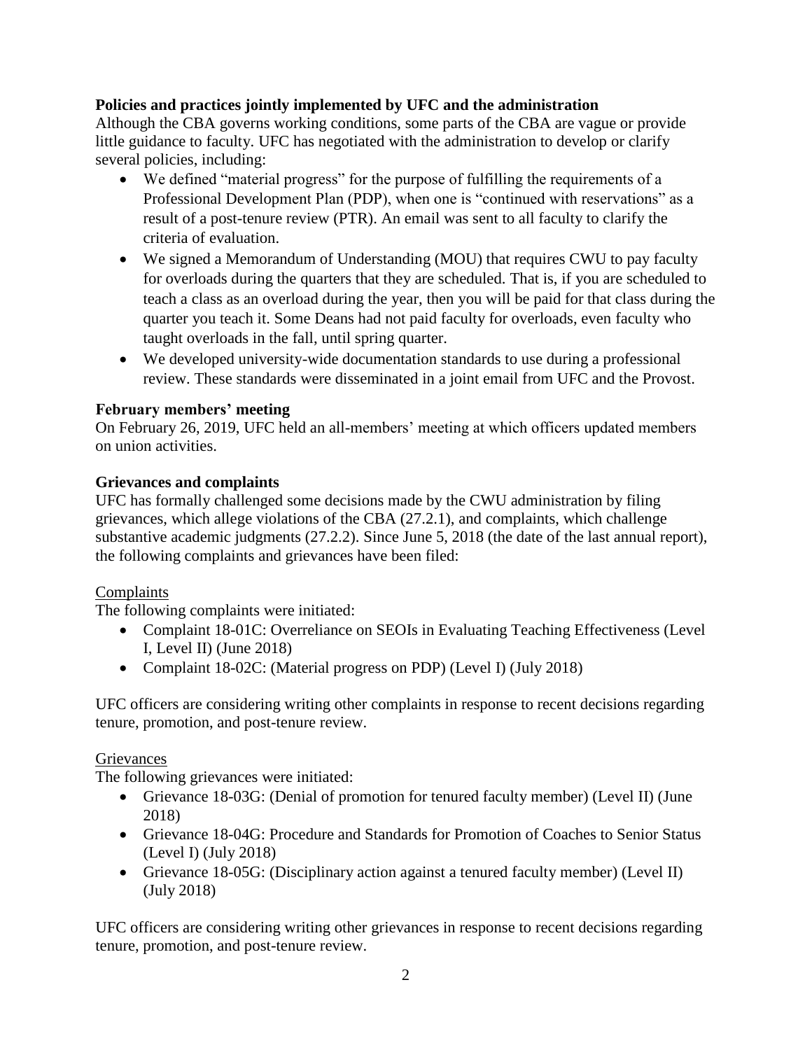**Policies and practices jointly implemented by UFC and the administration**

Although the CBA governs working conditions, some parts of the CBA are vague or provide little guidance to faculty. UFC has negotiated with the administration to develop or clarify several policies, including:

- We defined "material progress" for the purpose of fulfilling the requirements of a Professional Development Plan (PDP), when one is "continued with reservations" as a result of a post-tenure review (PTR). An email was sent to all faculty to clarify the criteria of evaluation.
- We signed a Memorandum of Understanding (MOU) that requires CWU to pay faculty for overloads during the quarters that they are scheduled. That is, if you are scheduled to teach a class as an overload during the year, then you will be paid for that class during the quarter you teach it. Some Deans had not paid faculty for overloads, even faculty who taught overloads in the fall, until spring quarter.
- We developed university-wide documentation standards to use during a professional review. These standards were disseminated in a joint email from UFC and the Provost.

**February members' meeting**

On February 26, 2019, UFC held an all-members' meeting at which officers updated members on union activities.

**Grievances and complaints**

UFC has formally challenged some decisions made by the CWU administration by filing grievances, which allege violations of the CBA (27.2.1), and complaints, which challenge substantive academic judgments (27.2.2). Since June 5, 2018 (the date of the last annual report), the following complaints and grievances have been filed:

<u>Complaints</u>

The following complaints were initiated:

- Complaint 18-01C: Overreliance on SEOIs in Evaluating Teaching Effectiveness (Level I, Level II) (June 2018)
- Complaint 18-02C: (Material progress on PDP) (Level I) (July 2018)

UFC officers are considering writing other complaints in response to recent decisions regarding tenure, promotion, and post-tenure review.

<u>Grievances</u>

The following grievances were initiated:

- Grievance 18-03G: (Denial of promotion for tenured faculty member) (Level II) (June 2018)
- Grievance 18-04G: Procedure and Standards for Promotion of Coaches to Senior Status (Level I) (July 2018)
- Grievance 18-05G: (Disciplinary action against a tenured faculty member) (Level II) (July 2018)

UFC officers are considering writing other grievances in response to recent decisions regarding tenure, promotion, and post-tenure review.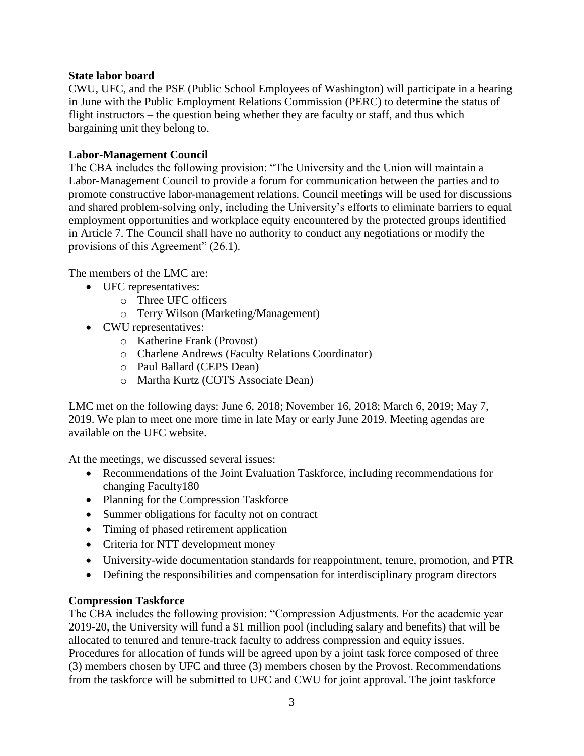**State labor board**

CWU, UFC, and the PSE (Public School Employees of Washington) will participate in a hearing in June with the Public Employment Relations Commission (PERC) to determine the status of flight instructors – the question being whether they are faculty or staff, and thus which bargaining unit they belong to.

**Labor-Management Council**

The CBA includes the following provision: "The University and the Union will maintain a Labor-Management Council to provide a forum for communication between the parties and to promote constructive labor-management relations. Council meetings will be used for discussions and shared problem-solving only, including the University's efforts to eliminate barriers to equal employment opportunities and workplace equity encountered by the protected groups identified in Article 7. The Council shall have no authority to conduct any negotiations or modify the provisions of this Agreement" (26.1).

The members of the LMC are:

- UFC representatives:
  - Three UFC officers
  - Terry Wilson (Marketing/Management)
- CWU representatives:
  - Katherine Frank (Provost)
  - Charlene Andrews (Faculty Relations Coordinator)
  - Paul Ballard (CEPS Dean)
  - Martha Kurtz (COTS Associate Dean)

LMC met on the following days: June 6, 2018; November 16, 2018; March 6, 2019; May 7, 2019. We plan to meet one more time in late May or early June 2019. Meeting agendas are available on the UFC website.

At the meetings, we discussed several issues:

- Recommendations of the Joint Evaluation Taskforce, including recommendations for changing Faculty180
- Planning for the Compression Taskforce
- Summer obligations for faculty not on contract
- Timing of phased retirement application
- Criteria for NTT development money
- University-wide documentation standards for reappointment, tenure, promotion, and PTR
- Defining the responsibilities and compensation for interdisciplinary program directors

**Compression Taskforce**

The CBA includes the following provision: "Compression Adjustments. For the academic year 2019-20, the University will fund a $1 million pool (including salary and benefits) that will be allocated to tenured and tenure-track faculty to address compression and equity issues. Procedures for allocation of funds will be agreed upon by a joint task force composed of three (3) members chosen by UFC and three (3) members chosen by the Provost. Recommendations from the taskforce will be submitted to UFC and CWU for joint approval. The joint taskforce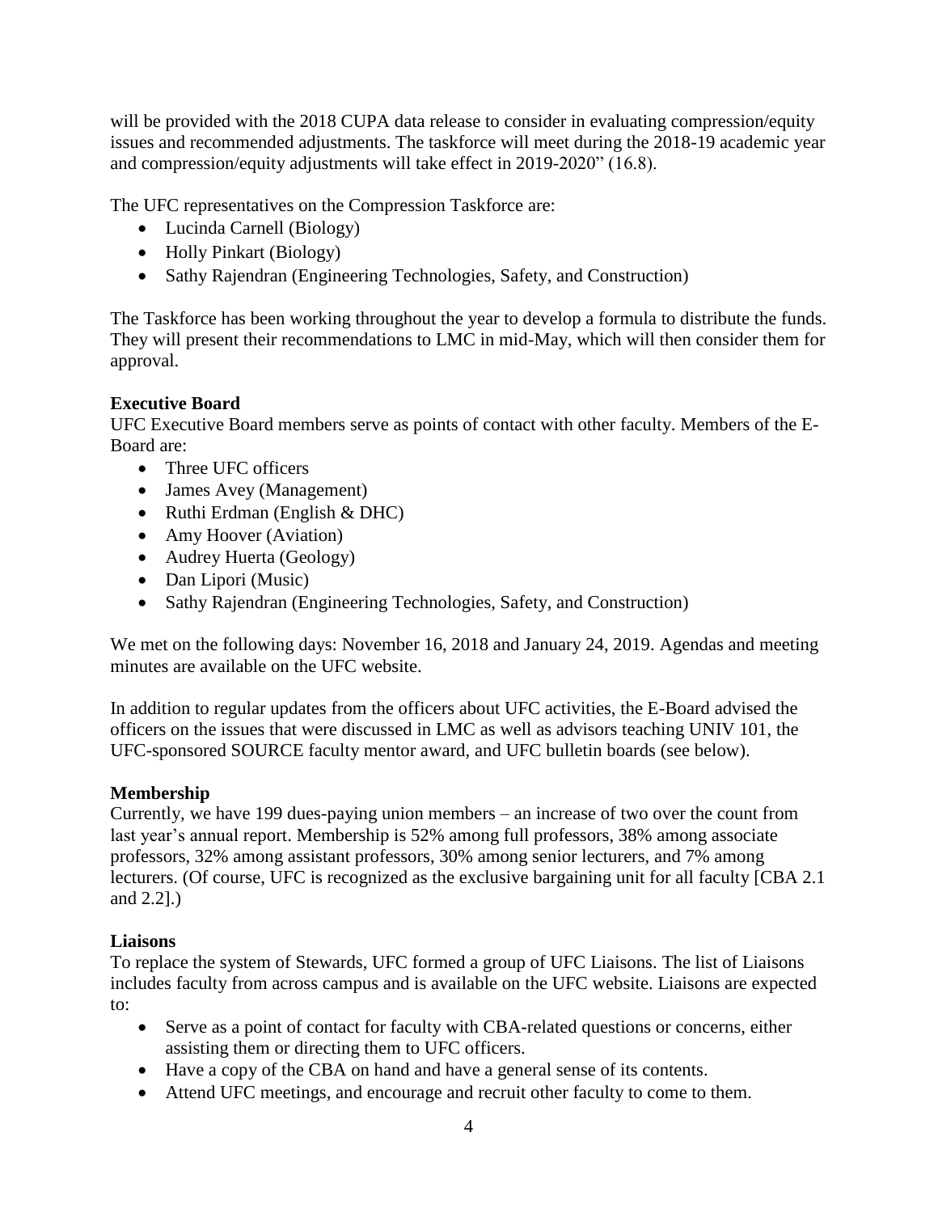will be provided with the 2018 CUPA data release to consider in evaluating compression/equity issues and recommended adjustments. The taskforce will meet during the 2018-19 academic year and compression/equity adjustments will take effect in 2019-2020" (16.8).

The UFC representatives on the Compression Taskforce are:

- Lucinda Carnell (Biology)
- Holly Pinkart (Biology)
- Sathy Rajendran (Engineering Technologies, Safety, and Construction)

The Taskforce has been working throughout the year to develop a formula to distribute the funds. They will present their recommendations to LMC in mid-May, which will then consider them for approval.

**Executive Board**

UFC Executive Board members serve as points of contact with other faculty. Members of the E-Board are:

- Three UFC officers
- James Avey (Management)
- Ruthi Erdman (English & DHC)
- Amy Hoover (Aviation)
- Audrey Huerta (Geology)
- Dan Lipori (Music)
- Sathy Rajendran (Engineering Technologies, Safety, and Construction)

We met on the following days: November 16, 2018 and January 24, 2019. Agendas and meeting minutes are available on the UFC website.

In addition to regular updates from the officers about UFC activities, the E-Board advised the officers on the issues that were discussed in LMC as well as advisors teaching UNIV 101, the UFC-sponsored SOURCE faculty mentor award, and UFC bulletin boards (see below).

**Membership**

Currently, we have 199 dues-paying union members – an increase of two over the count from last year's annual report. Membership is 52% among full professors, 38% among associate professors, 32% among assistant professors, 30% among senior lecturers, and 7% among lecturers. (Of course, UFC is recognized as the exclusive bargaining unit for all faculty [CBA 2.1 and 2.2].)

**Liaisons**

To replace the system of Stewards, UFC formed a group of UFC Liaisons. The list of Liaisons includes faculty from across campus and is available on the UFC website. Liaisons are expected to:

- Serve as a point of contact for faculty with CBA-related questions or concerns, either assisting them or directing them to UFC officers.
- Have a copy of the CBA on hand and have a general sense of its contents.
- Attend UFC meetings, and encourage and recruit other faculty to come to them.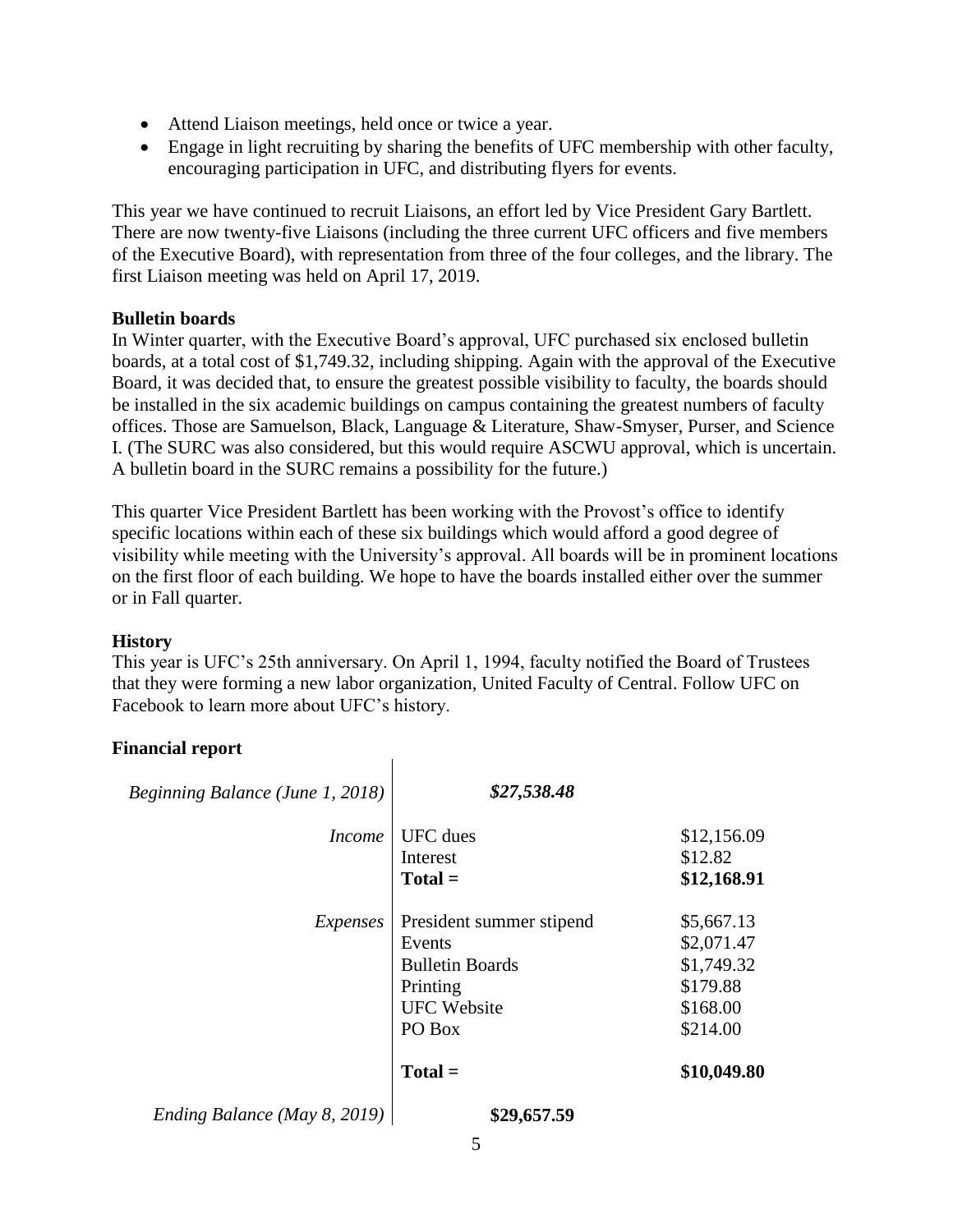- Attend Liaison meetings, held once or twice a year.
- Engage in light recruiting by sharing the benefits of UFC membership with other faculty, encouraging participation in UFC, and distributing flyers for events.

This year we have continued to recruit Liaisons, an effort led by Vice President Gary Bartlett. There are now twenty-five Liaisons (including the three current UFC officers and five members of the Executive Board), with representation from three of the four colleges, and the library. The first Liaison meeting was held on April 17, 2019.

**Bulletin boards**

In Winter quarter, with the Executive Board's approval, UFC purchased six enclosed bulletin boards, at a total cost of $1,749.32, including shipping. Again with the approval of the Executive Board, it was decided that, to ensure the greatest possible visibility to faculty, the boards should be installed in the six academic buildings on campus containing the greatest numbers of faculty offices. Those are Samuelson, Black, Language & Literature, Shaw-Smyser, Purser, and Science I. (The SURC was also considered, but this would require ASCWU approval, which is uncertain. A bulletin board in the SURC remains a possibility for the future.)

This quarter Vice President Bartlett has been working with the Provost's office to identify specific locations within each of these six buildings which would afford a good degree of visibility while meeting with the University's approval. All boards will be in prominent locations on the first floor of each building. We hope to have the boards installed either over the summer or in Fall quarter.

**History**

This year is UFC's 25th anniversary. On April 1, 1994, faculty notified the Board of Trustees that they were forming a new labor organization, United Faculty of Central. Follow UFC on Facebook to learn more about UFC's history.

**Financial report**

| | | |
|---|---|---|
| *Beginning Balance (June 1, 2018)* | ***$27,538.48*** | |
| *Income* | UFC dues | $12,156.09 |
| | Interest | $12.82 |
| | **Total =** | **$12,168.91** |
| *Expenses* | President summer stipend | $5,667.13 |
| | Events | $2,071.47 |
| | Bulletin Boards | $1,749.32 |
| | Printing | $179.88 |
| | UFC Website | $168.00 |
| | PO Box | $214.00 |
| | **Total =** | **$10,049.80** |
| *Ending Balance (May 8, 2019)* | **$29,657.59** | |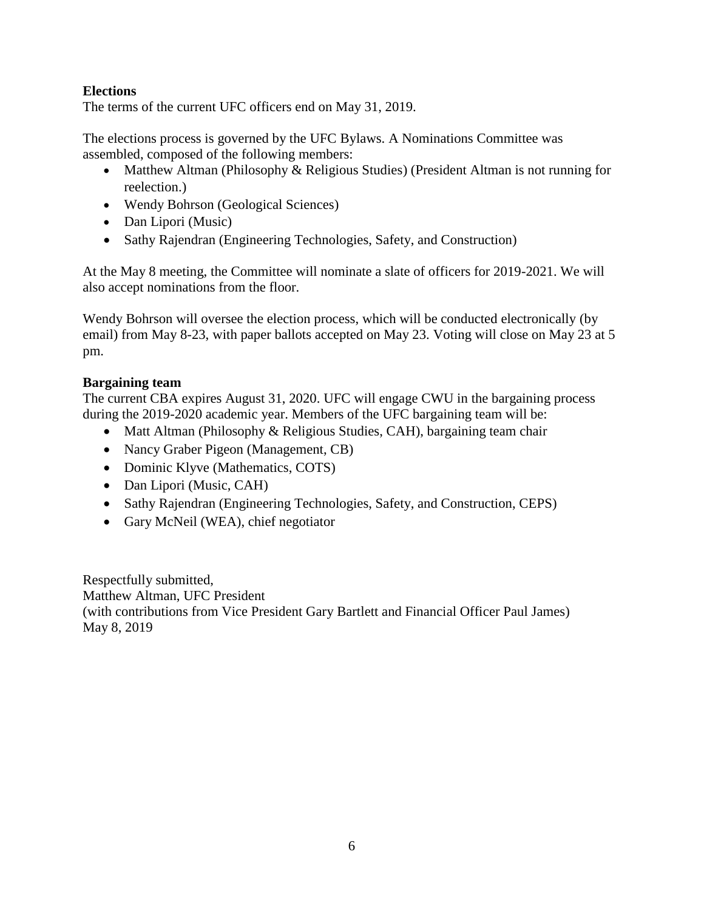**Elections**

The terms of the current UFC officers end on May 31, 2019.

The elections process is governed by the UFC Bylaws. A Nominations Committee was assembled, composed of the following members:

- Matthew Altman (Philosophy & Religious Studies) (President Altman is not running for reelection.)
- Wendy Bohrson (Geological Sciences)
- Dan Lipori (Music)
- Sathy Rajendran (Engineering Technologies, Safety, and Construction)

At the May 8 meeting, the Committee will nominate a slate of officers for 2019-2021. We will also accept nominations from the floor.

Wendy Bohrson will oversee the election process, which will be conducted electronically (by email) from May 8-23, with paper ballots accepted on May 23. Voting will close on May 23 at 5 pm.

**Bargaining team**

The current CBA expires August 31, 2020. UFC will engage CWU in the bargaining process during the 2019-2020 academic year. Members of the UFC bargaining team will be:

- Matt Altman (Philosophy & Religious Studies, CAH), bargaining team chair
- Nancy Graber Pigeon (Management, CB)
- Dominic Klyve (Mathematics, COTS)
- Dan Lipori (Music, CAH)
- Sathy Rajendran (Engineering Technologies, Safety, and Construction, CEPS)
- Gary McNeil (WEA), chief negotiator

Respectfully submitted,  
Matthew Altman, UFC President  
(with contributions from Vice President Gary Bartlett and Financial Officer Paul James)  
May 8, 2019